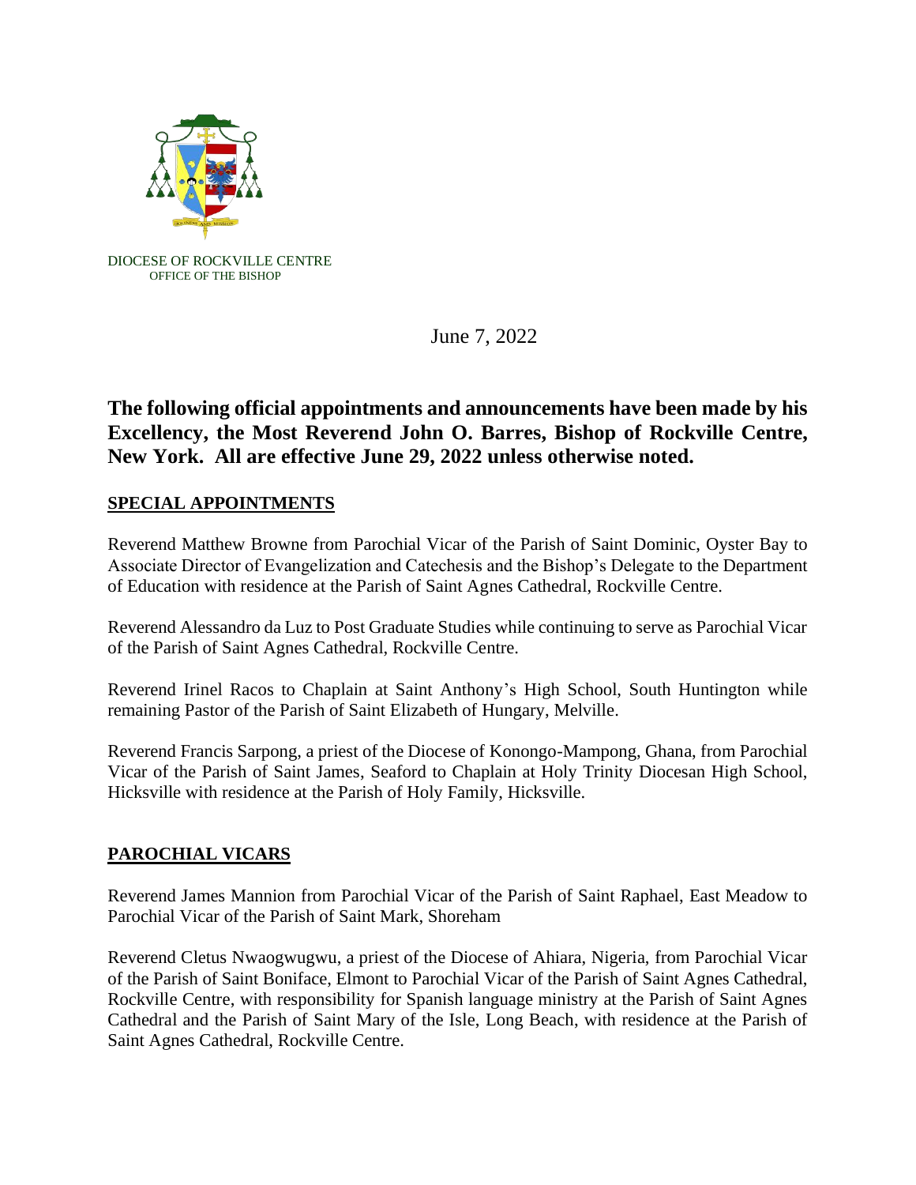DIOCESE OF ROCKVILLE CENTRE
OFFICE OF THE BISHOP

June 7, 2022

**The following official appointments and announcements have been made by his Excellency, the Most Reverend John O. Barres, Bishop of Rockville Centre, New York. All are effective June 29, 2022 unless otherwise noted.**

## SPECIAL APPOINTMENTS

Reverend Matthew Browne from Parochial Vicar of the Parish of Saint Dominic, Oyster Bay to Associate Director of Evangelization and Catechesis and the Bishop's Delegate to the Department of Education with residence at the Parish of Saint Agnes Cathedral, Rockville Centre.

Reverend Alessandro da Luz to Post Graduate Studies while continuing to serve as Parochial Vicar of the Parish of Saint Agnes Cathedral, Rockville Centre.

Reverend Irinel Racos to Chaplain at Saint Anthony's High School, South Huntington while remaining Pastor of the Parish of Saint Elizabeth of Hungary, Melville.

Reverend Francis Sarpong, a priest of the Diocese of Konongo-Mampong, Ghana, from Parochial Vicar of the Parish of Saint James, Seaford to Chaplain at Holy Trinity Diocesan High School, Hicksville with residence at the Parish of Holy Family, Hicksville.

## PAROCHIAL VICARS

Reverend James Mannion from Parochial Vicar of the Parish of Saint Raphael, East Meadow to Parochial Vicar of the Parish of Saint Mark, Shoreham

Reverend Cletus Nwaogwugwu, a priest of the Diocese of Ahiara, Nigeria, from Parochial Vicar of the Parish of Saint Boniface, Elmont to Parochial Vicar of the Parish of Saint Agnes Cathedral, Rockville Centre, with responsibility for Spanish language ministry at the Parish of Saint Agnes Cathedral and the Parish of Saint Mary of the Isle, Long Beach, with residence at the Parish of Saint Agnes Cathedral, Rockville Centre.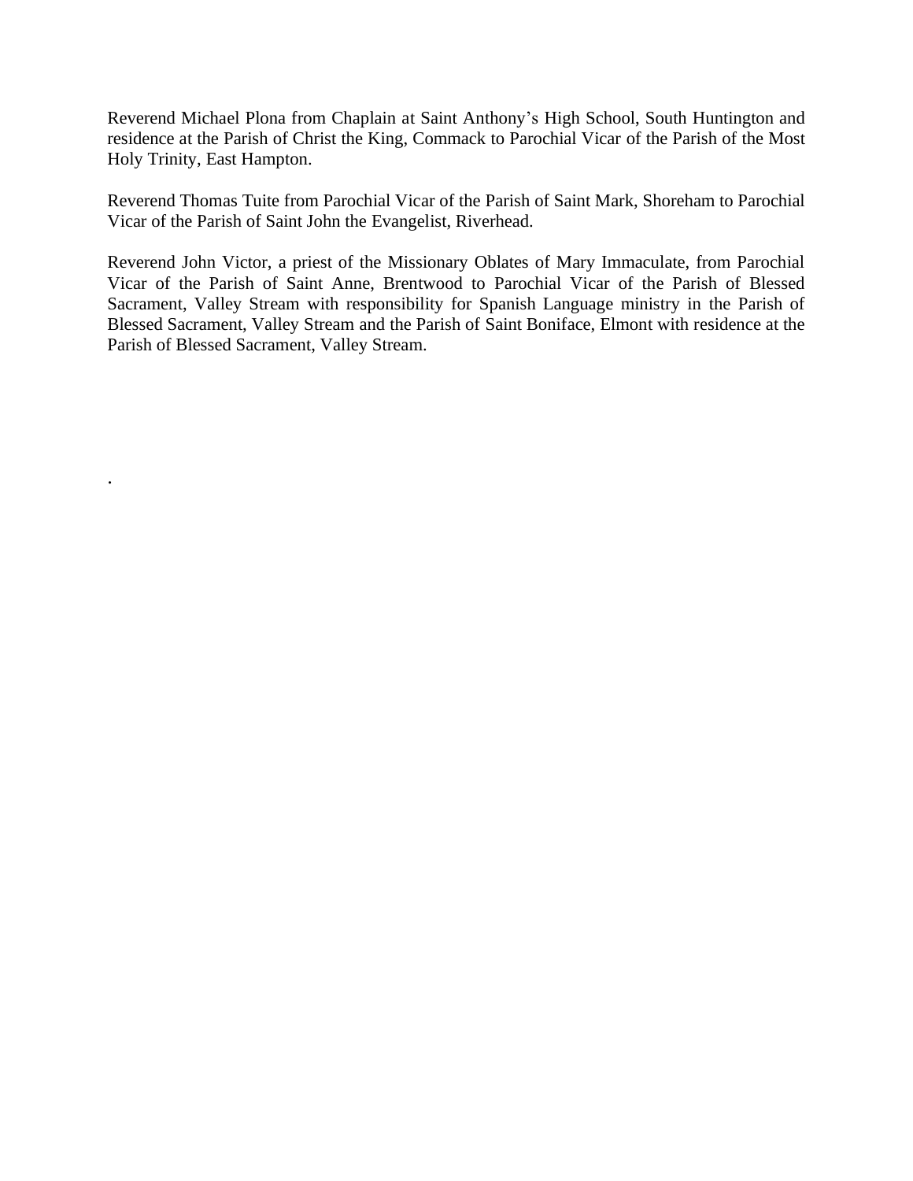Reverend Michael Plona from Chaplain at Saint Anthony's High School, South Huntington and residence at the Parish of Christ the King, Commack to Parochial Vicar of the Parish of the Most Holy Trinity, East Hampton.

Reverend Thomas Tuite from Parochial Vicar of the Parish of Saint Mark, Shoreham to Parochial Vicar of the Parish of Saint John the Evangelist, Riverhead.

Reverend John Victor, a priest of the Missionary Oblates of Mary Immaculate, from Parochial Vicar of the Parish of Saint Anne, Brentwood to Parochial Vicar of the Parish of Blessed Sacrament, Valley Stream with responsibility for Spanish Language ministry in the Parish of Blessed Sacrament, Valley Stream and the Parish of Saint Boniface, Elmont with residence at the Parish of Blessed Sacrament, Valley Stream.

.